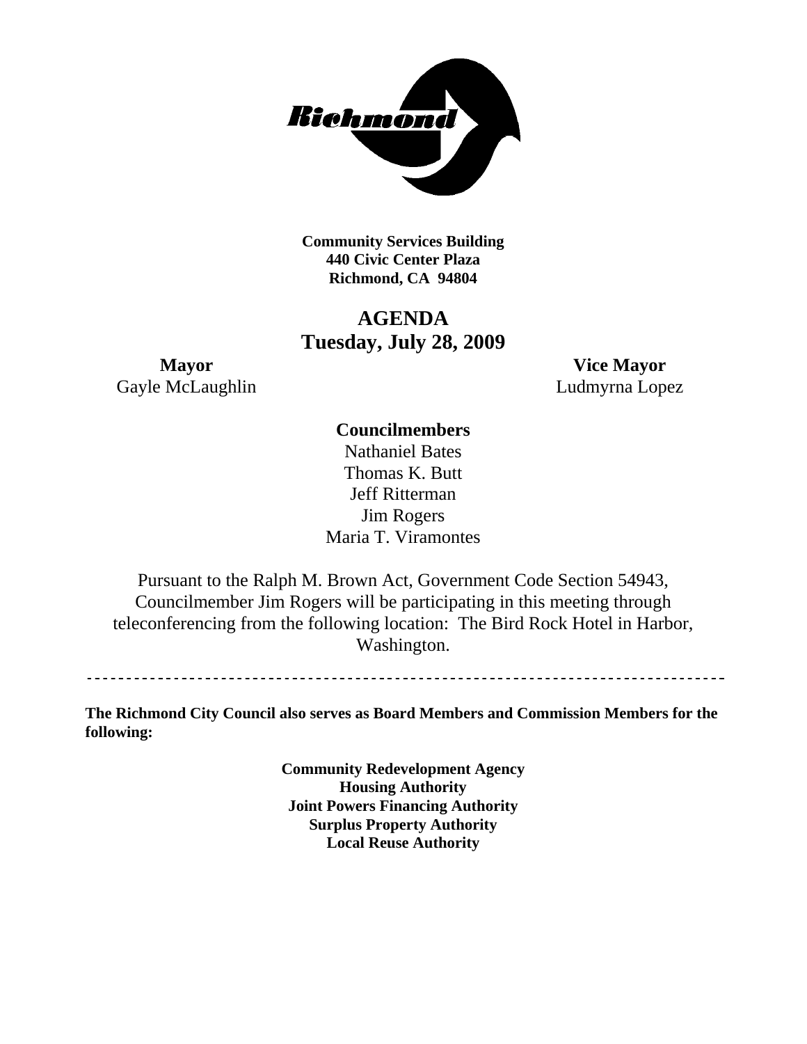**Community Services Building**
**440 Civic Center Plaza**
**Richmond, CA 94804**

# AGENDA
## Tuesday, July 28, 2009

**Mayor**
Gayle McLaughlin

**Vice Mayor**
Ludmyrna Lopez

**Councilmembers**
Nathaniel Bates
Thomas K. Butt
Jeff Ritterman
Jim Rogers
Maria T. Viramontes

Pursuant to the Ralph M. Brown Act, Government Code Section 54943, Councilmember Jim Rogers will be participating in this meeting through teleconferencing from the following location: The Bird Rock Hotel in Harbor, Washington.

---

**The Richmond City Council also serves as Board Members and Commission Members for the following:**

**Community Redevelopment Agency**
**Housing Authority**
**Joint Powers Financing Authority**
**Surplus Property Authority**
**Local Reuse Authority**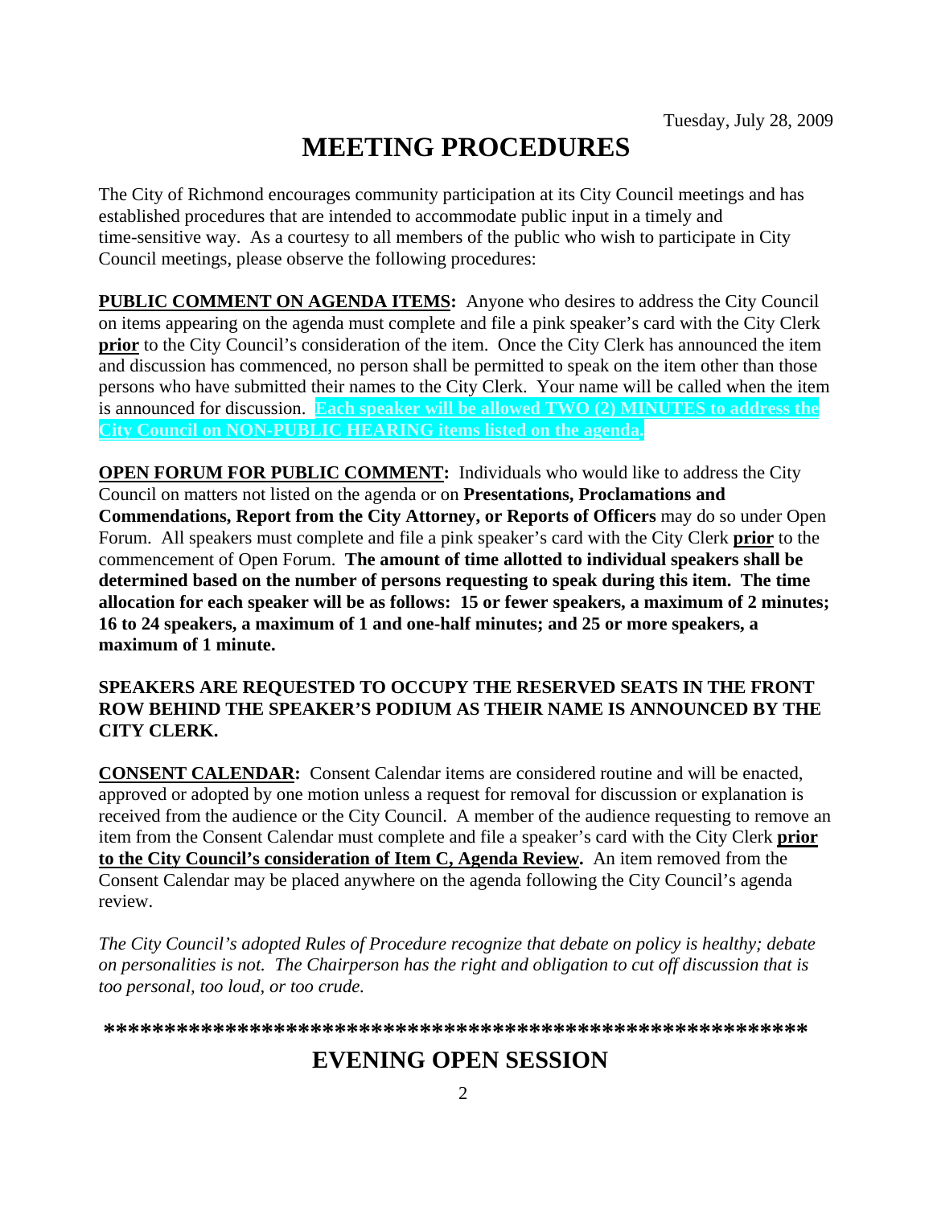Tuesday, July 28, 2009

# MEETING PROCEDURES

The City of Richmond encourages community participation at its City Council meetings and has established procedures that are intended to accommodate public input in a timely and time-sensitive way. As a courtesy to all members of the public who wish to participate in City Council meetings, please observe the following procedures:

**PUBLIC COMMENT ON AGENDA ITEMS:** Anyone who desires to address the City Council on items appearing on the agenda must complete and file a pink speaker's card with the City Clerk **prior** to the City Council's consideration of the item. Once the City Clerk has announced the item and discussion has commenced, no person shall be permitted to speak on the item other than those persons who have submitted their names to the City Clerk. Your name will be called when the item is announced for discussion. **Each speaker will be allowed TWO (2) MINUTES to address the City Council on NON-PUBLIC HEARING items listed on the agenda.**

**OPEN FORUM FOR PUBLIC COMMENT:** Individuals who would like to address the City Council on matters not listed on the agenda or on **Presentations, Proclamations and Commendations, Report from the City Attorney, or Reports of Officers** may do so under Open Forum. All speakers must complete and file a pink speaker's card with the City Clerk **prior** to the commencement of Open Forum. **The amount of time allotted to individual speakers shall be determined based on the number of persons requesting to speak during this item. The time allocation for each speaker will be as follows: 15 or fewer speakers, a maximum of 2 minutes; 16 to 24 speakers, a maximum of 1 and one-half minutes; and 25 or more speakers, a maximum of 1 minute.**

**SPEAKERS ARE REQUESTED TO OCCUPY THE RESERVED SEATS IN THE FRONT ROW BEHIND THE SPEAKER'S PODIUM AS THEIR NAME IS ANNOUNCED BY THE CITY CLERK.**

**CONSENT CALENDAR:** Consent Calendar items are considered routine and will be enacted, approved or adopted by one motion unless a request for removal for discussion or explanation is received from the audience or the City Council. A member of the audience requesting to remove an item from the Consent Calendar must complete and file a speaker's card with the City Clerk **prior to the City Council's consideration of Item C, Agenda Review.** An item removed from the Consent Calendar may be placed anywhere on the agenda following the City Council's agenda review.

*The City Council's adopted Rules of Procedure recognize that debate on policy is healthy; debate on personalities is not. The Chairperson has the right and obligation to cut off discussion that is too personal, too loud, or too crude.*

**\*\*\*\*\*\*\*\*\*\*\*\*\*\*\*\*\*\*\*\*\*\*\*\*\*\*\*\*\*\*\*\*\*\*\*\*\*\*\*\*\*\*\*\*\*\*\*\*\*\*\*\*\*\*\*\*\*\***

# EVENING OPEN SESSION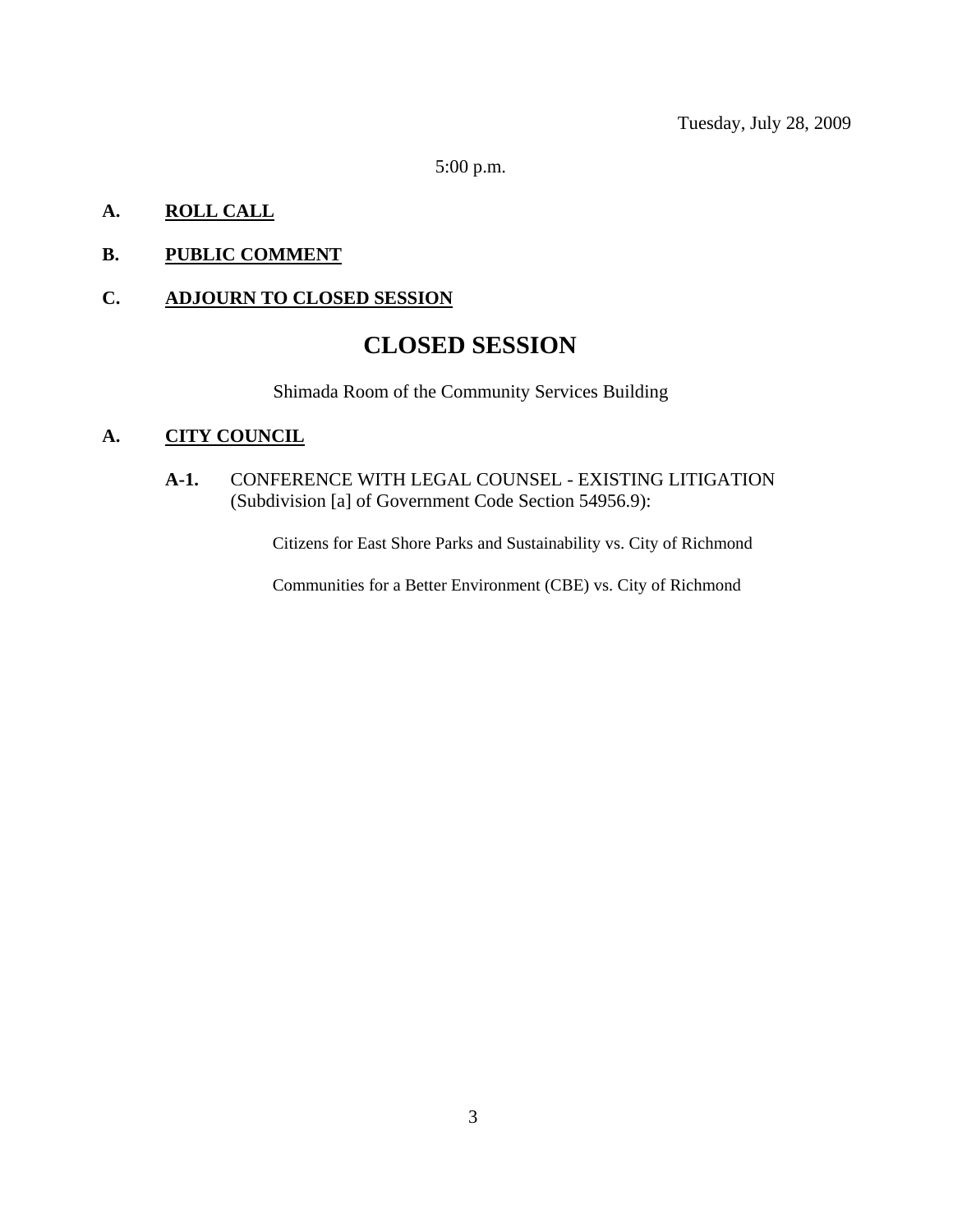Tuesday, July 28, 2009

5:00 p.m.

**A. ROLL CALL**

**B. PUBLIC COMMENT**

**C. ADJOURN TO CLOSED SESSION**

# CLOSED SESSION

Shimada Room of the Community Services Building

**A. CITY COUNCIL**

**A-1.** CONFERENCE WITH LEGAL COUNSEL - EXISTING LITIGATION (Subdivision [a] of Government Code Section 54956.9):

Citizens for East Shore Parks and Sustainability vs. City of Richmond

Communities for a Better Environment (CBE) vs. City of Richmond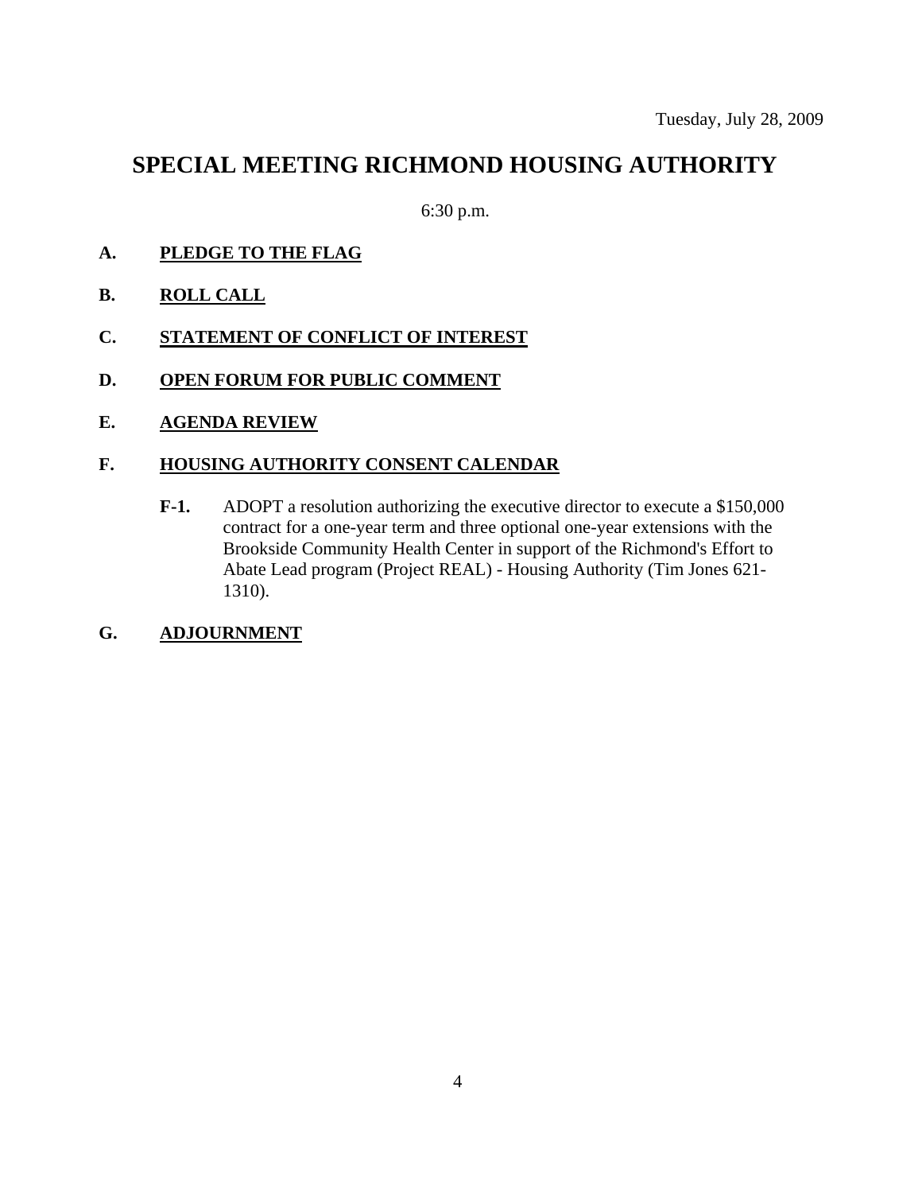Tuesday, July 28, 2009

# SPECIAL MEETING RICHMOND HOUSING AUTHORITY

6:30 p.m.

**A. PLEDGE TO THE FLAG**

**B. ROLL CALL**

**C. STATEMENT OF CONFLICT OF INTEREST**

**D. OPEN FORUM FOR PUBLIC COMMENT**

**E. AGENDA REVIEW**

**F. HOUSING AUTHORITY CONSENT CALENDAR**

**F-1.** ADOPT a resolution authorizing the executive director to execute a $150,000 contract for a one-year term and three optional one-year extensions with the Brookside Community Health Center in support of the Richmond's Effort to Abate Lead program (Project REAL) - Housing Authority (Tim Jones 621-1310).

**G. ADJOURNMENT**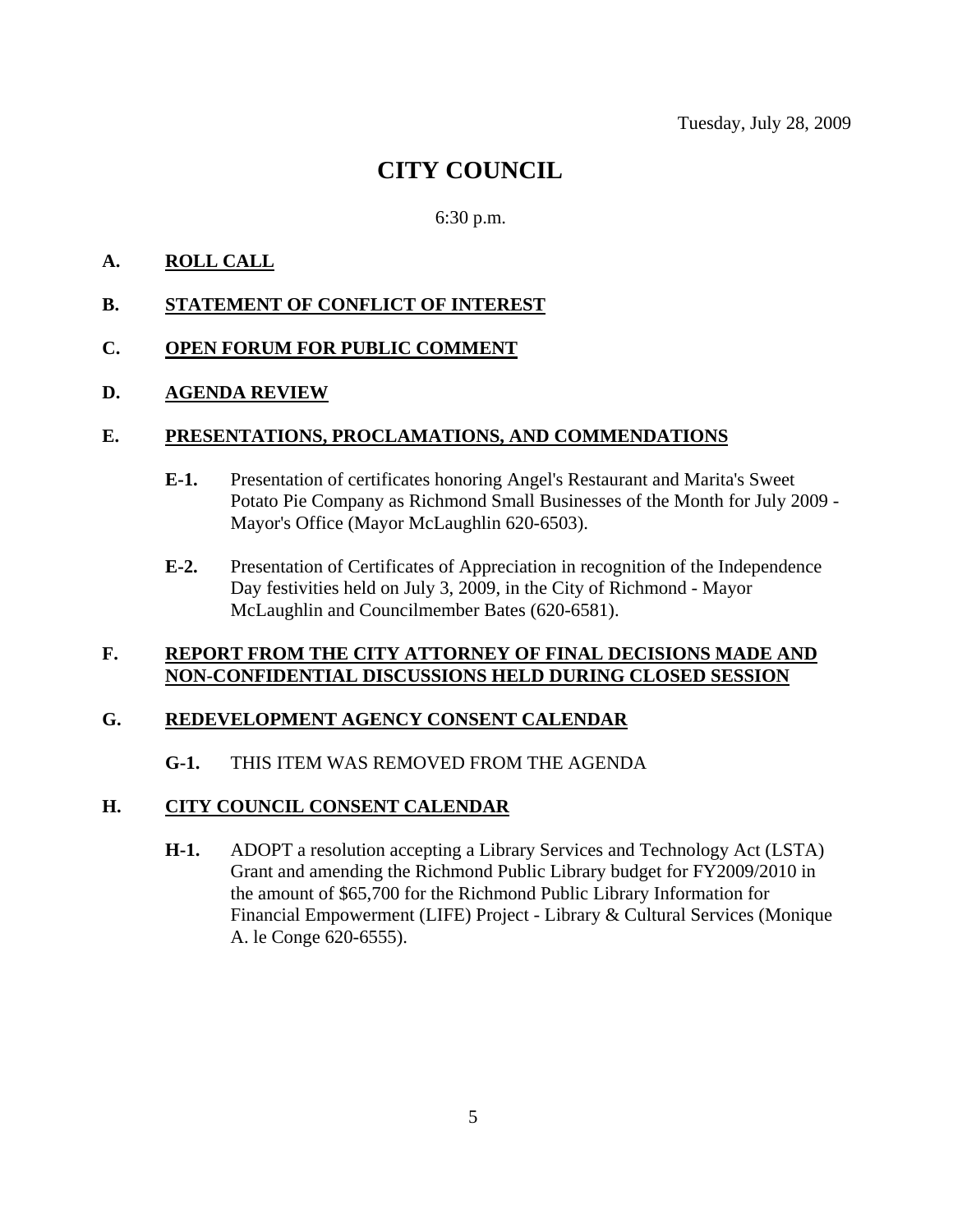Tuesday, July 28, 2009

# CITY COUNCIL

6:30 p.m.

**A. <u>ROLL CALL</u>**

**B. <u>STATEMENT OF CONFLICT OF INTEREST</u>**

**C. <u>OPEN FORUM FOR PUBLIC COMMENT</u>**

**D. <u>AGENDA REVIEW</u>**

**E. <u>PRESENTATIONS, PROCLAMATIONS, AND COMMENDATIONS</u>**

**E-1.** Presentation of certificates honoring Angel's Restaurant and Marita's Sweet Potato Pie Company as Richmond Small Businesses of the Month for July 2009 - Mayor's Office (Mayor McLaughlin 620-6503).

**E-2.** Presentation of Certificates of Appreciation in recognition of the Independence Day festivities held on July 3, 2009, in the City of Richmond - Mayor McLaughlin and Councilmember Bates (620-6581).

**F. <u>REPORT FROM THE CITY ATTORNEY OF FINAL DECISIONS MADE AND NON-CONFIDENTIAL DISCUSSIONS HELD DURING CLOSED SESSION</u>**

**G. <u>REDEVELOPMENT AGENCY CONSENT CALENDAR</u>**

**G-1.** THIS ITEM WAS REMOVED FROM THE AGENDA

**H. <u>CITY COUNCIL CONSENT CALENDAR</u>**

**H-1.** ADOPT a resolution accepting a Library Services and Technology Act (LSTA) Grant and amending the Richmond Public Library budget for FY2009/2010 in the amount of $65,700 for the Richmond Public Library Information for Financial Empowerment (LIFE) Project - Library & Cultural Services (Monique A. le Conge 620-6555).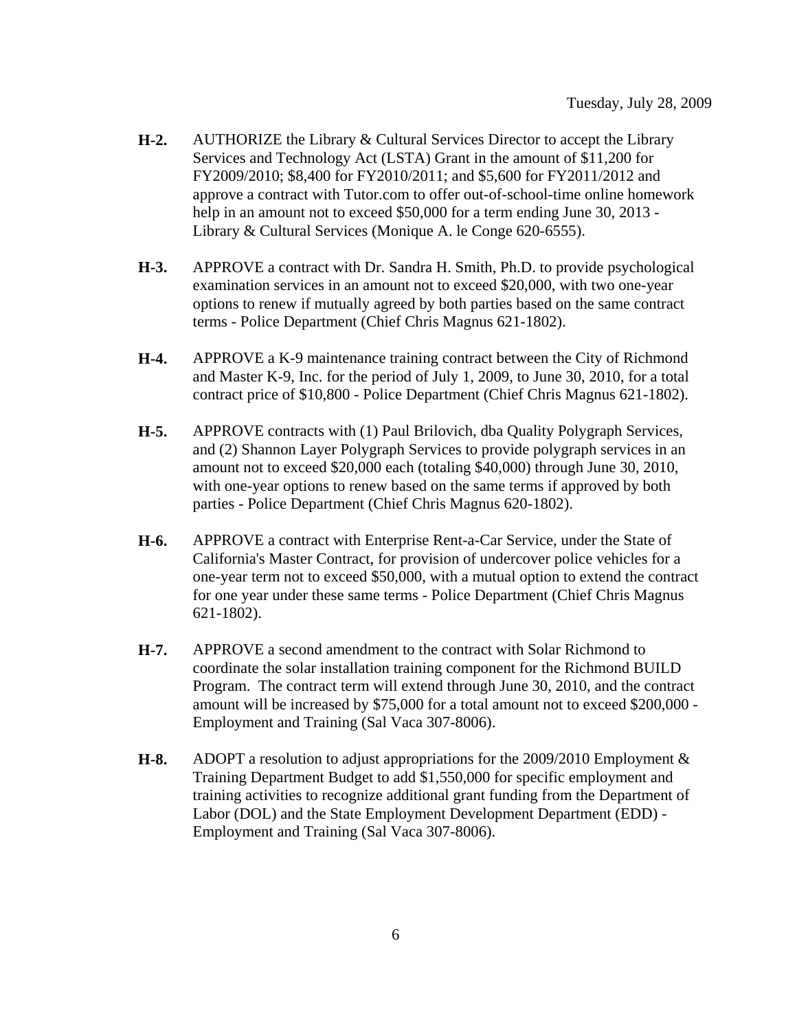Tuesday, July 28, 2009

**H-2.** AUTHORIZE the Library & Cultural Services Director to accept the Library Services and Technology Act (LSTA) Grant in the amount of $11,200 for FY2009/2010; $8,400 for FY2010/2011; and $5,600 for FY2011/2012 and approve a contract with Tutor.com to offer out-of-school-time online homework help in an amount not to exceed $50,000 for a term ending June 30, 2013 - Library & Cultural Services (Monique A. le Conge 620-6555).

**H-3.** APPROVE a contract with Dr. Sandra H. Smith, Ph.D. to provide psychological examination services in an amount not to exceed $20,000, with two one-year options to renew if mutually agreed by both parties based on the same contract terms - Police Department (Chief Chris Magnus 621-1802).

**H-4.** APPROVE a K-9 maintenance training contract between the City of Richmond and Master K-9, Inc. for the period of July 1, 2009, to June 30, 2010, for a total contract price of $10,800 - Police Department (Chief Chris Magnus 621-1802).

**H-5.** APPROVE contracts with (1) Paul Brilovich, dba Quality Polygraph Services, and (2) Shannon Layer Polygraph Services to provide polygraph services in an amount not to exceed $20,000 each (totaling $40,000) through June 30, 2010, with one-year options to renew based on the same terms if approved by both parties - Police Department (Chief Chris Magnus 620-1802).

**H-6.** APPROVE a contract with Enterprise Rent-a-Car Service, under the State of California's Master Contract, for provision of undercover police vehicles for a one-year term not to exceed $50,000, with a mutual option to extend the contract for one year under these same terms - Police Department (Chief Chris Magnus 621-1802).

**H-7.** APPROVE a second amendment to the contract with Solar Richmond to coordinate the solar installation training component for the Richmond BUILD Program. The contract term will extend through June 30, 2010, and the contract amount will be increased by $75,000 for a total amount not to exceed $200,000 - Employment and Training (Sal Vaca 307-8006).

**H-8.** ADOPT a resolution to adjust appropriations for the 2009/2010 Employment & Training Department Budget to add $1,550,000 for specific employment and training activities to recognize additional grant funding from the Department of Labor (DOL) and the State Employment Development Department (EDD) - Employment and Training (Sal Vaca 307-8006).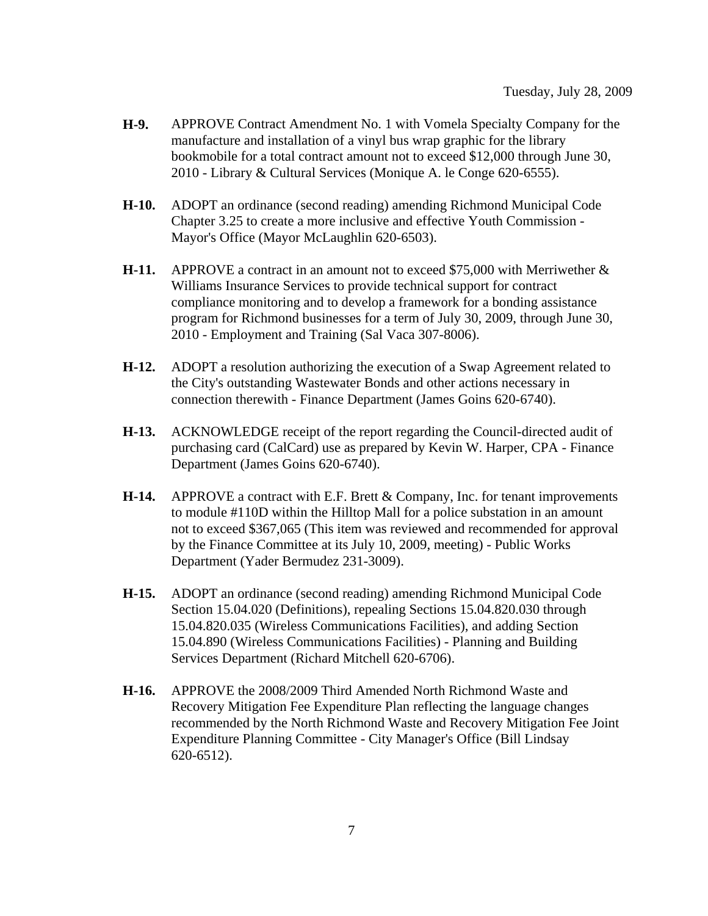Tuesday, July 28, 2009

**H-9.** APPROVE Contract Amendment No. 1 with Vomela Specialty Company for the manufacture and installation of a vinyl bus wrap graphic for the library bookmobile for a total contract amount not to exceed $12,000 through June 30, 2010 - Library & Cultural Services (Monique A. le Conge 620-6555).

**H-10.** ADOPT an ordinance (second reading) amending Richmond Municipal Code Chapter 3.25 to create a more inclusive and effective Youth Commission - Mayor's Office (Mayor McLaughlin 620-6503).

**H-11.** APPROVE a contract in an amount not to exceed $75,000 with Merriwether & Williams Insurance Services to provide technical support for contract compliance monitoring and to develop a framework for a bonding assistance program for Richmond businesses for a term of July 30, 2009, through June 30, 2010 - Employment and Training (Sal Vaca 307-8006).

**H-12.** ADOPT a resolution authorizing the execution of a Swap Agreement related to the City's outstanding Wastewater Bonds and other actions necessary in connection therewith - Finance Department (James Goins 620-6740).

**H-13.** ACKNOWLEDGE receipt of the report regarding the Council-directed audit of purchasing card (CalCard) use as prepared by Kevin W. Harper, CPA - Finance Department (James Goins 620-6740).

**H-14.** APPROVE a contract with E.F. Brett & Company, Inc. for tenant improvements to module #110D within the Hilltop Mall for a police substation in an amount not to exceed $367,065 (This item was reviewed and recommended for approval by the Finance Committee at its July 10, 2009, meeting) - Public Works Department (Yader Bermudez 231-3009).

**H-15.** ADOPT an ordinance (second reading) amending Richmond Municipal Code Section 15.04.020 (Definitions), repealing Sections 15.04.820.030 through 15.04.820.035 (Wireless Communications Facilities), and adding Section 15.04.890 (Wireless Communications Facilities) - Planning and Building Services Department (Richard Mitchell 620-6706).

**H-16.** APPROVE the 2008/2009 Third Amended North Richmond Waste and Recovery Mitigation Fee Expenditure Plan reflecting the language changes recommended by the North Richmond Waste and Recovery Mitigation Fee Joint Expenditure Planning Committee - City Manager's Office (Bill Lindsay 620-6512).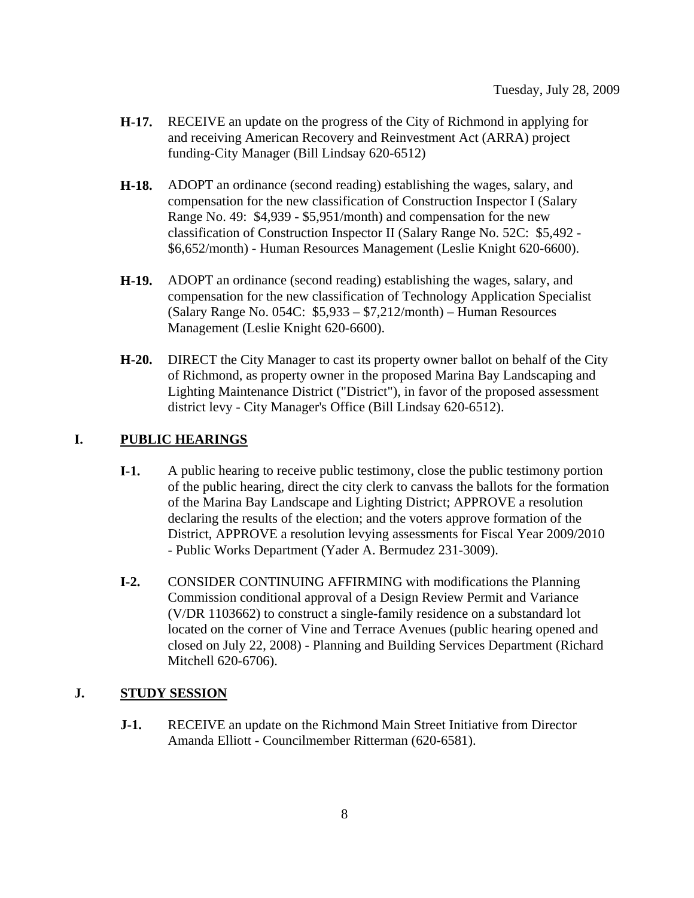Tuesday, July 28, 2009

- **H-17.** RECEIVE an update on the progress of the City of Richmond in applying for and receiving American Recovery and Reinvestment Act (ARRA) project funding-City Manager (Bill Lindsay 620-6512)

- **H-18.** ADOPT an ordinance (second reading) establishing the wages, salary, and compensation for the new classification of Construction Inspector I (Salary Range No. 49: $4,939 - $5,951/month) and compensation for the new classification of Construction Inspector II (Salary Range No. 52C: $5,492 - $6,652/month) - Human Resources Management (Leslie Knight 620-6600).

- **H-19.** ADOPT an ordinance (second reading) establishing the wages, salary, and compensation for the new classification of Technology Application Specialist (Salary Range No. 054C: $5,933 – $7,212/month) – Human Resources Management (Leslie Knight 620-6600).

- **H-20.** DIRECT the City Manager to cast its property owner ballot on behalf of the City of Richmond, as property owner in the proposed Marina Bay Landscaping and Lighting Maintenance District ("District"), in favor of the proposed assessment district levy - City Manager's Office (Bill Lindsay 620-6512).

## I. PUBLIC HEARINGS

- **I-1.** A public hearing to receive public testimony, close the public testimony portion of the public hearing, direct the city clerk to canvass the ballots for the formation of the Marina Bay Landscape and Lighting District; APPROVE a resolution declaring the results of the election; and the voters approve formation of the District, APPROVE a resolution levying assessments for Fiscal Year 2009/2010 - Public Works Department (Yader A. Bermudez 231-3009).

- **I-2.** CONSIDER CONTINUING AFFIRMING with modifications the Planning Commission conditional approval of a Design Review Permit and Variance (V/DR 1103662) to construct a single-family residence on a substandard lot located on the corner of Vine and Terrace Avenues (public hearing opened and closed on July 22, 2008) - Planning and Building Services Department (Richard Mitchell 620-6706).

## J. STUDY SESSION

- **J-1.** RECEIVE an update on the Richmond Main Street Initiative from Director Amanda Elliott - Councilmember Ritterman (620-6581).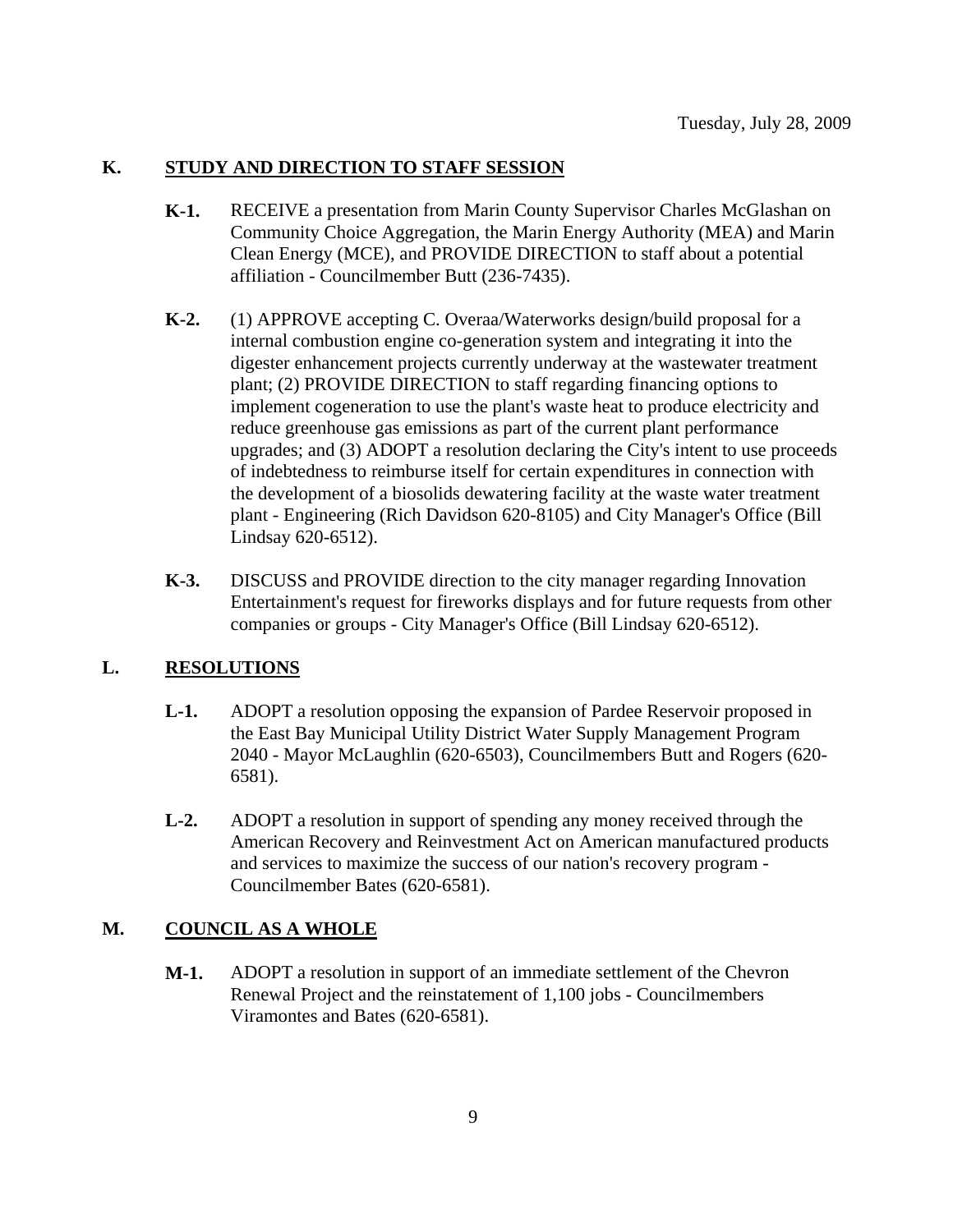Tuesday, July 28, 2009

## K. STUDY AND DIRECTION TO STAFF SESSION

**K-1.** RECEIVE a presentation from Marin County Supervisor Charles McGlashan on Community Choice Aggregation, the Marin Energy Authority (MEA) and Marin Clean Energy (MCE), and PROVIDE DIRECTION to staff about a potential affiliation - Councilmember Butt (236-7435).

**K-2.** (1) APPROVE accepting C. Overaa/Waterworks design/build proposal for a internal combustion engine co-generation system and integrating it into the digester enhancement projects currently underway at the wastewater treatment plant; (2) PROVIDE DIRECTION to staff regarding financing options to implement cogeneration to use the plant's waste heat to produce electricity and reduce greenhouse gas emissions as part of the current plant performance upgrades; and (3) ADOPT a resolution declaring the City's intent to use proceeds of indebtedness to reimburse itself for certain expenditures in connection with the development of a biosolids dewatering facility at the waste water treatment plant - Engineering (Rich Davidson 620-8105) and City Manager's Office (Bill Lindsay 620-6512).

**K-3.** DISCUSS and PROVIDE direction to the city manager regarding Innovation Entertainment's request for fireworks displays and for future requests from other companies or groups - City Manager's Office (Bill Lindsay 620-6512).

## L. RESOLUTIONS

**L-1.** ADOPT a resolution opposing the expansion of Pardee Reservoir proposed in the East Bay Municipal Utility District Water Supply Management Program 2040 - Mayor McLaughlin (620-6503), Councilmembers Butt and Rogers (620-6581).

**L-2.** ADOPT a resolution in support of spending any money received through the American Recovery and Reinvestment Act on American manufactured products and services to maximize the success of our nation's recovery program - Councilmember Bates (620-6581).

## M. COUNCIL AS A WHOLE

**M-1.** ADOPT a resolution in support of an immediate settlement of the Chevron Renewal Project and the reinstatement of 1,100 jobs - Councilmembers Viramontes and Bates (620-6581).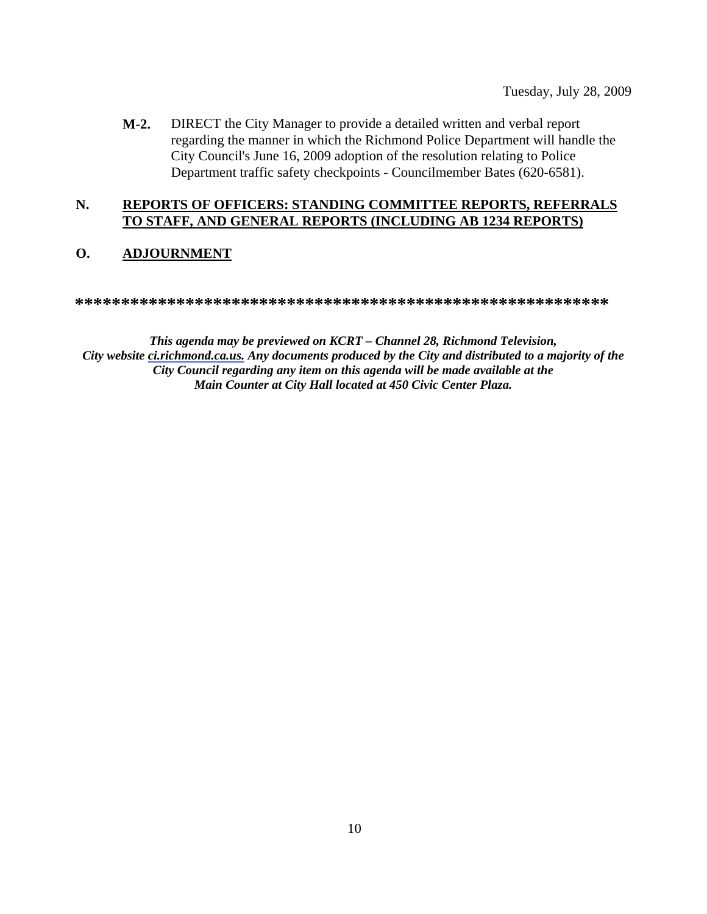**M-2.** DIRECT the City Manager to provide a detailed written and verbal report regarding the manner in which the Richmond Police Department will handle the City Council's June 16, 2009 adoption of the resolution relating to Police Department traffic safety checkpoints - Councilmember Bates (620-6581).

## N. REPORTS OF OFFICERS: STANDING COMMITTEE REPORTS, REFERRALS TO STAFF, AND GENERAL REPORTS (INCLUDING AB 1234 REPORTS)

## O. ADJOURNMENT

**\*\*\*\*\*\*\*\*\*\*\*\*\*\*\*\*\*\*\*\*\*\*\*\*\*\*\*\*\*\*\*\*\*\*\*\*\*\*\*\*\*\*\*\*\*\*\*\*\*\*\*\*\*\*\*\*\*\*\***

***This agenda may be previewed on KCRT – Channel 28, Richmond Television, City website ci.richmond.ca.us. Any documents produced by the City and distributed to a majority of the City Council regarding any item on this agenda will be made available at the Main Counter at City Hall located at 450 Civic Center Plaza.***